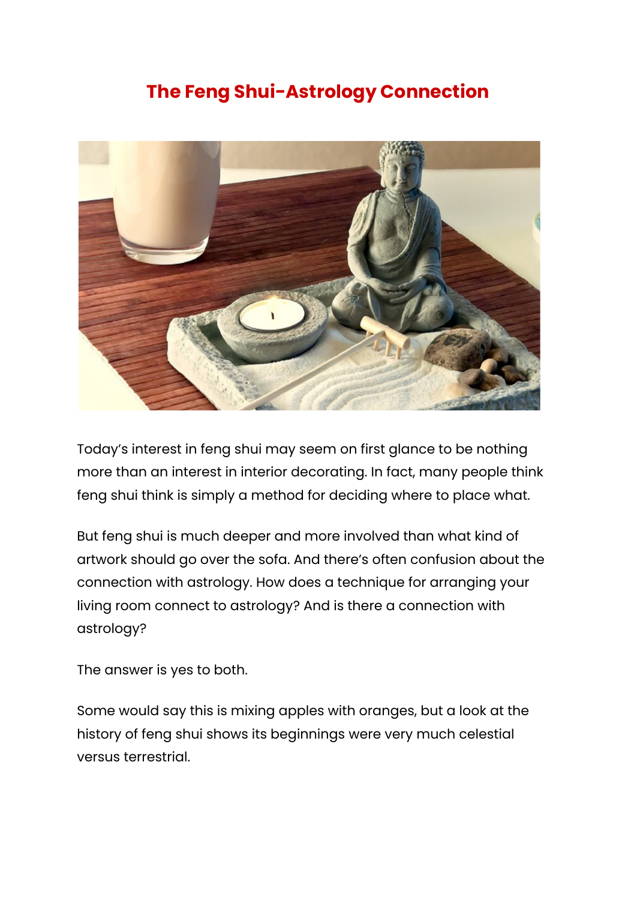# The Feng Shui-Astrology Connection

Today's interest in feng shui may seem on first glance to be nothing more than an interest in interior decorating. In fact, many people think feng shui think is simply a method for deciding where to place what.

But feng shui is much deeper and more involved than what kind of artwork should go over the sofa. And there's often confusion about the connection with astrology. How does a technique for arranging your living room connect to astrology? And is there a connection with astrology?

The answer is yes to both.

Some would say this is mixing apples with oranges, but a look at the history of feng shui shows its beginnings were very much celestial versus terrestrial.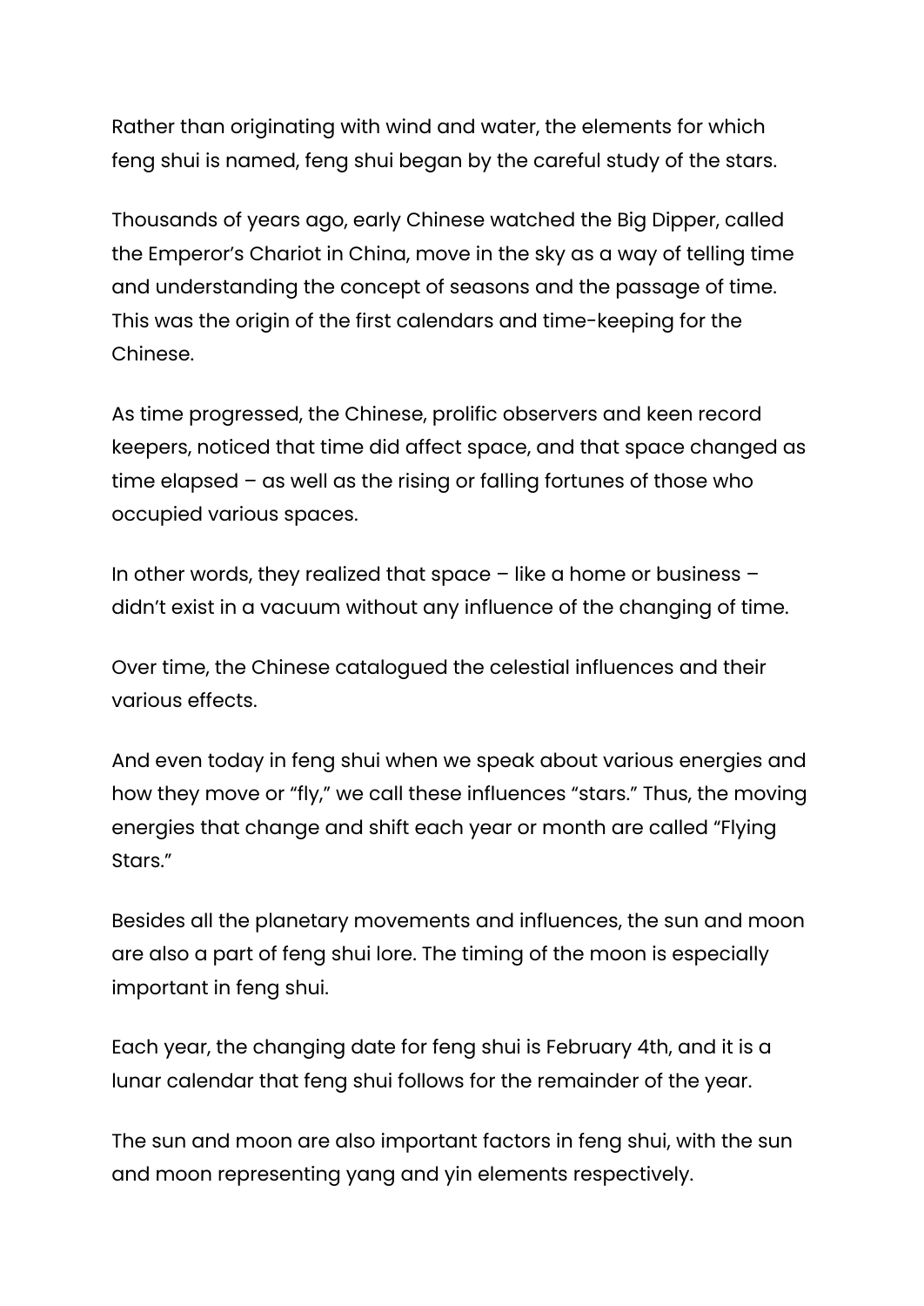Rather than originating with wind and water, the elements for which feng shui is named, feng shui began by the careful study of the stars.

Thousands of years ago, early Chinese watched the Big Dipper, called the Emperor's Chariot in China, move in the sky as a way of telling time and understanding the concept of seasons and the passage of time. This was the origin of the first calendars and time-keeping for the Chinese.

As time progressed, the Chinese, prolific observers and keen record keepers, noticed that time did affect space, and that space changed as time elapsed – as well as the rising or falling fortunes of those who occupied various spaces.

In other words, they realized that space – like a home or business – didn't exist in a vacuum without any influence of the changing of time.

Over time, the Chinese catalogued the celestial influences and their various effects.

And even today in feng shui when we speak about various energies and how they move or "fly," we call these influences "stars." Thus, the moving energies that change and shift each year or month are called "Flying Stars."

Besides all the planetary movements and influences, the sun and moon are also a part of feng shui lore. The timing of the moon is especially important in feng shui.

Each year, the changing date for feng shui is February 4th, and it is a lunar calendar that feng shui follows for the remainder of the year.

The sun and moon are also important factors in feng shui, with the sun and moon representing yang and yin elements respectively.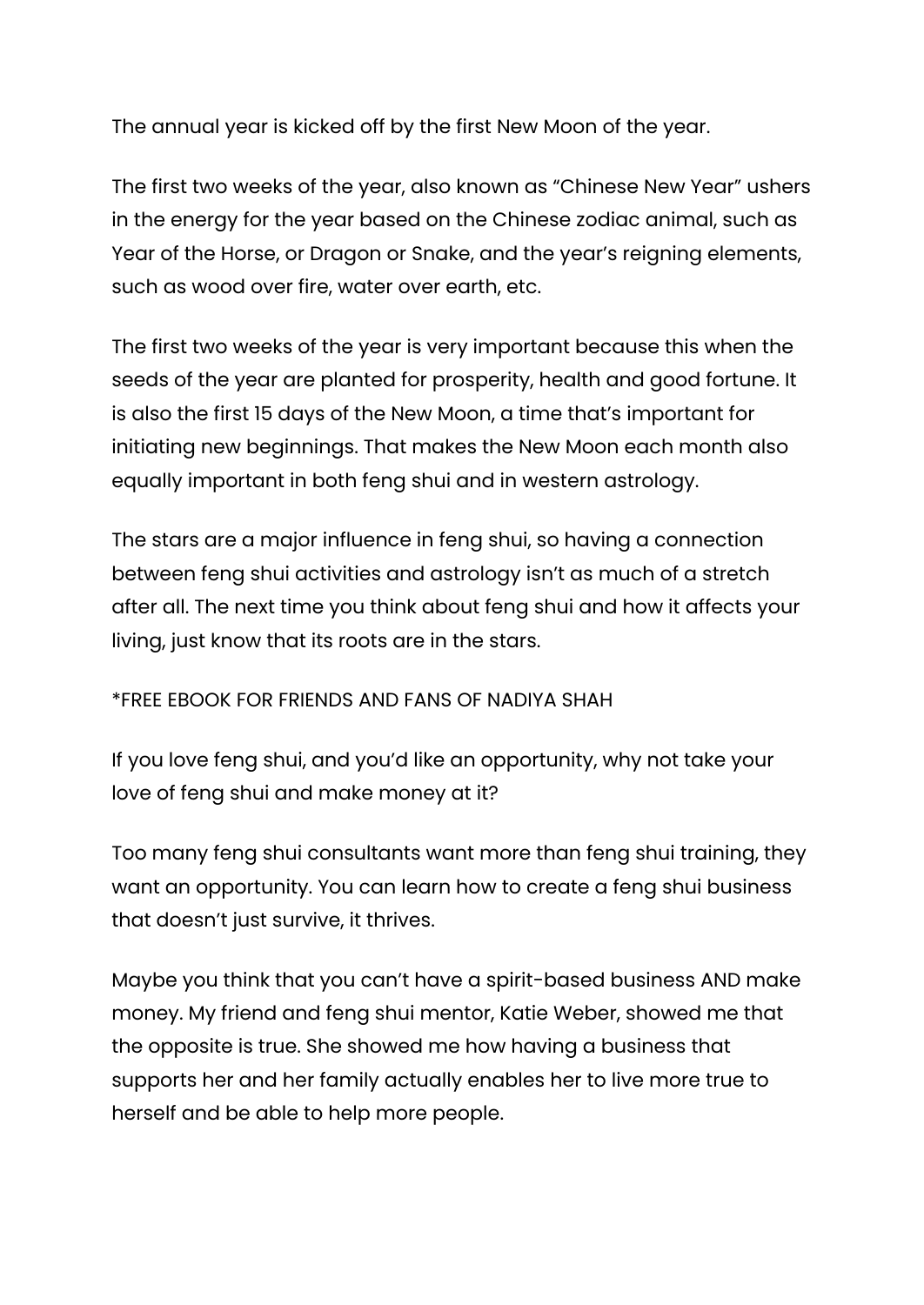The annual year is kicked off by the first New Moon of the year.

The first two weeks of the year, also known as "Chinese New Year" ushers in the energy for the year based on the Chinese zodiac animal, such as Year of the Horse, or Dragon or Snake, and the year's reigning elements, such as wood over fire, water over earth, etc.

The first two weeks of the year is very important because this when the seeds of the year are planted for prosperity, health and good fortune. It is also the first 15 days of the New Moon, a time that's important for initiating new beginnings. That makes the New Moon each month also equally important in both feng shui and in western astrology.

The stars are a major influence in feng shui, so having a connection between feng shui activities and astrology isn't as much of a stretch after all. The next time you think about feng shui and how it affects your living, just know that its roots are in the stars.

*FREE EBOOK FOR FRIENDS AND FANS OF NADIYA SHAH

If you love feng shui, and you'd like an opportunity, why not take your love of feng shui and make money at it?

Too many feng shui consultants want more than feng shui training, they want an opportunity. You can learn how to create a feng shui business that doesn't just survive, it thrives.

Maybe you think that you can't have a spirit-based business AND make money. My friend and feng shui mentor, Katie Weber, showed me that the opposite is true. She showed me how having a business that supports her and her family actually enables her to live more true to herself and be able to help more people.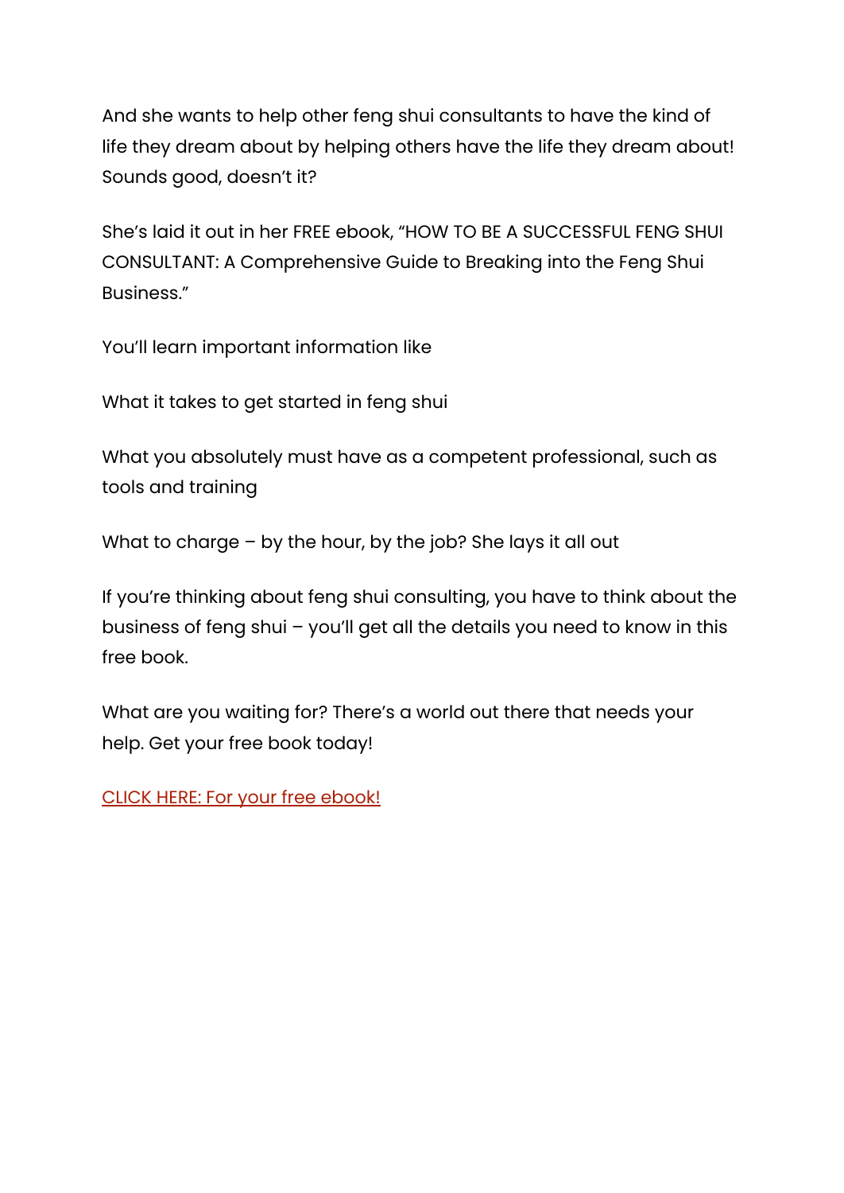And she wants to help other feng shui consultants to have the kind of life they dream about by helping others have the life they dream about! Sounds good, doesn't it?

She's laid it out in her FREE ebook, "HOW TO BE A SUCCESSFUL FENG SHUI CONSULTANT: A Comprehensive Guide to Breaking into the Feng Shui Business."

You'll learn important information like

What it takes to get started in feng shui

What you absolutely must have as a competent professional, such as tools and training

What to charge – by the hour, by the job? She lays it all out

If you're thinking about feng shui consulting, you have to think about the business of feng shui – you'll get all the details you need to know in this free book.

What are you waiting for? There's a world out there that needs your help. Get your free book today!

CLICK HERE: For your free ebook!